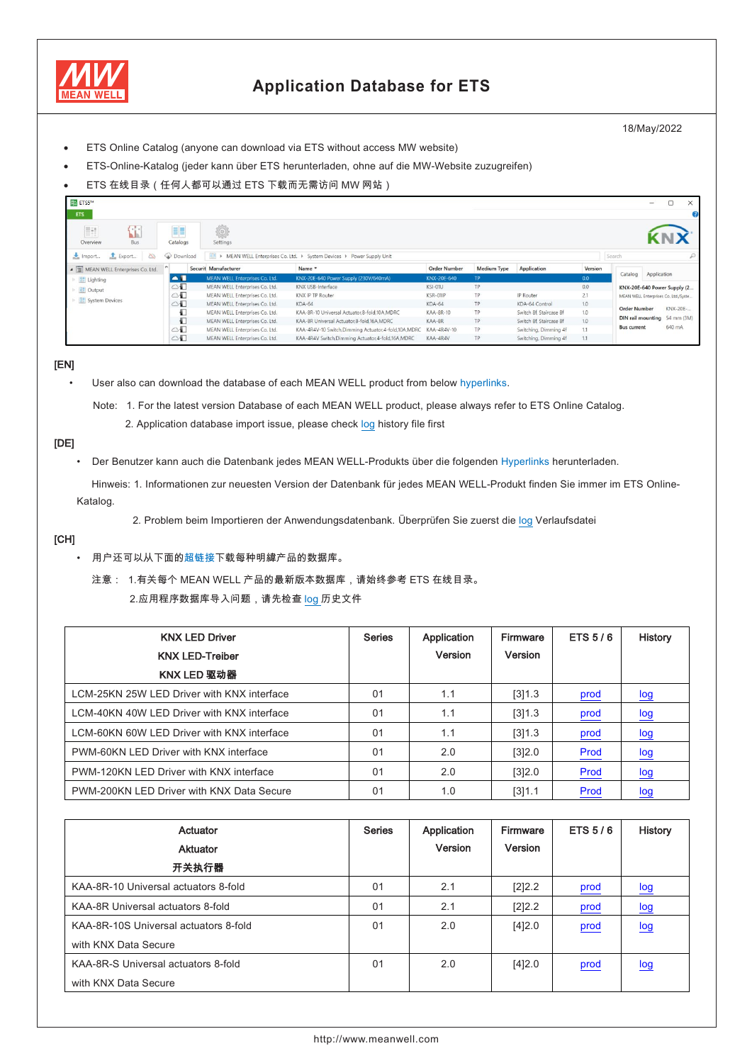# Application Database for ETS

18/May/2022

- ETS Online Catalog (anyone can download via ETS without access MW website)
- ETS-Online-Katalog (jeder kann über ETS herunterladen, ohne auf die MW-Website zuzugreifen)
- ETS 在线目录（任何人都可以通过 ETS 下载而无需访问 MW 网站）

**[EN]**

- User also can download the database of each MEAN WELL product from below hyperlinks.

  Note: 1. For the latest version Database of each MEAN WELL product, please always refer to ETS Online Catalog.

  2. Application database import issue, please check log history file first

**[DE]**

- Der Benutzer kann auch die Datenbank jedes MEAN WELL-Produkts über die folgenden Hyperlinks herunterladen.

  Hinweis: 1. Informationen zur neuesten Version der Datenbank für jedes MEAN WELL-Produkt finden Sie immer im ETS Online-Katalog.

  2. Problem beim Importieren der Anwendungsdatenbank. Überprüfen Sie zuerst die log Verlaufsdatei

**[CH]**

- 用户还可以从下面的超链接下载每种明緯产品的数据库。

  注意： 1.有关每个 MEAN WELL 产品的最新版本数据库，请始终参考 ETS 在线目录。

  2.应用程序数据库导入问题，请先检查 log 历史文件

| KNX LED Driver<br>KNX LED-Treiber<br>KNX LED 驱动器 | Series | Application Version | Firmware Version | ETS 5 / 6 | History |
|---|---|---|---|---|---|
| LCM-25KN 25W LED Driver with KNX interface | 01 | 1.1 | [3]1.3 | prod | log |
| LCM-40KN 40W LED Driver with KNX interface | 01 | 1.1 | [3]1.3 | prod | log |
| LCM-60KN 60W LED Driver with KNX interface | 01 | 1.1 | [3]1.3 | prod | log |
| PWM-60KN LED Driver with KNX interface | 01 | 2.0 | [3]2.0 | Prod | log |
| PWM-120KN LED Driver with KNX interface | 01 | 2.0 | [3]2.0 | Prod | log |
| PWM-200KN LED Driver with KNX Data Secure | 01 | 1.0 | [3]1.1 | Prod | log |

| Actuator<br>Aktuator<br>开关执行器 | Series | Application Version | Firmware Version | ETS 5 / 6 | History |
|---|---|---|---|---|---|
| KAA-8R-10 Universal actuators 8-fold | 01 | 2.1 | [2]2.2 | prod | log |
| KAA-8R Universal actuators 8-fold | 01 | 2.1 | [2]2.2 | prod | log |
| KAA-8R-10S Universal actuators 8-fold with KNX Data Secure | 01 | 2.0 | [4]2.0 | prod | log |
| KAA-8R-S Universal actuators 8-fold with KNX Data Secure | 01 | 2.0 | [4]2.0 | prod | log |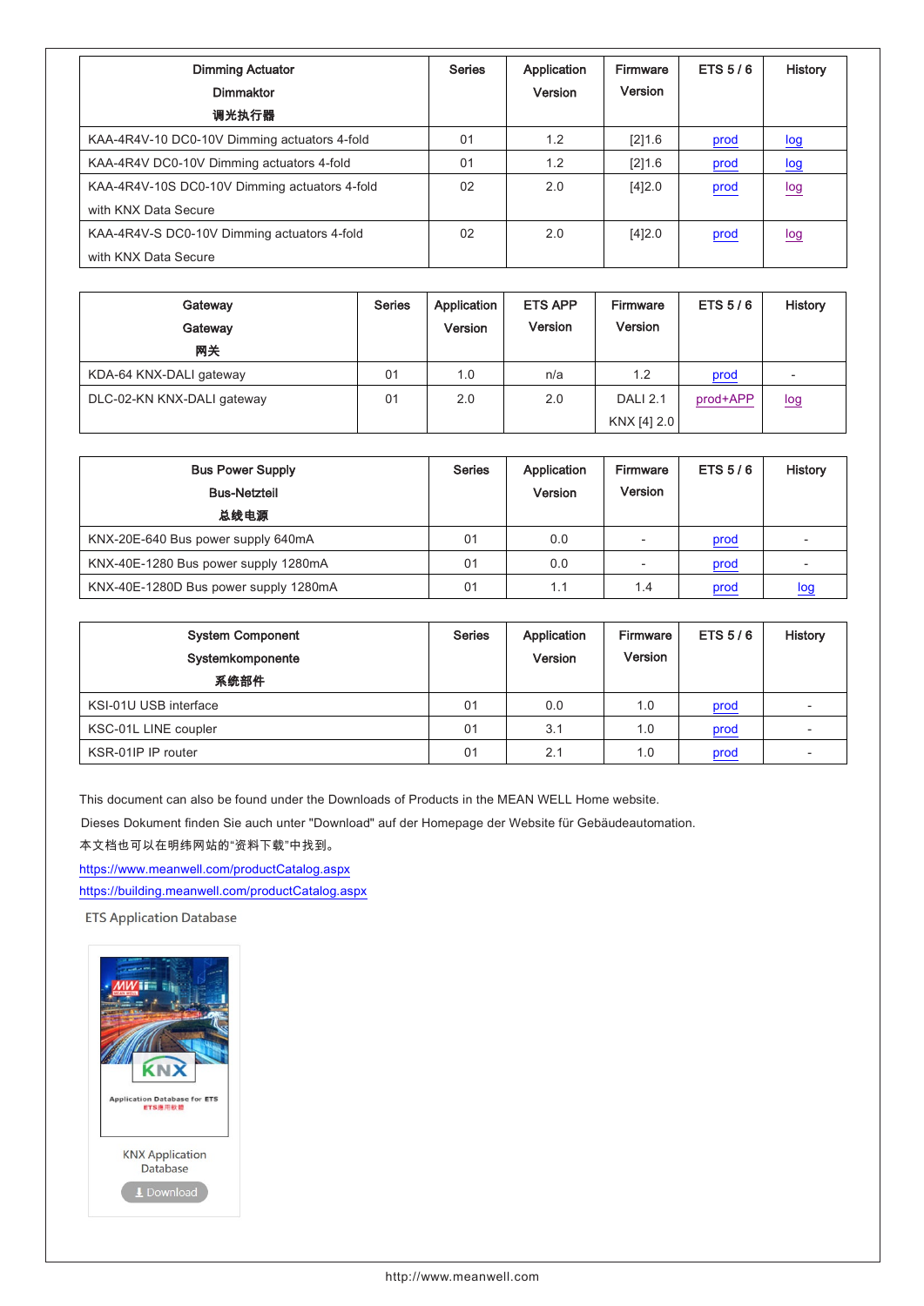| Dimming Actuator<br>Dimmaktor<br>调光执行器 | Series | Application Version | Firmware Version | ETS 5 / 6 | History |
| --- | --- | --- | --- | --- | --- |
| KAA-4R4V-10 DC0-10V Dimming actuators 4-fold | 01 | 1.2 | [2]1.6 | prod | log |
| KAA-4R4V DC0-10V Dimming actuators 4-fold | 01 | 1.2 | [2]1.6 | prod | log |
| KAA-4R4V-10S DC0-10V Dimming actuators 4-fold with KNX Data Secure | 02 | 2.0 | [4]2.0 | prod | log |
| KAA-4R4V-S DC0-10V Dimming actuators 4-fold with KNX Data Secure | 02 | 2.0 | [4]2.0 | prod | log |

| Gateway<br>Gateway<br>网关 | Series | Application Version | ETS APP Version | Firmware Version | ETS 5 / 6 | History |
| --- | --- | --- | --- | --- | --- | --- |
| KDA-64 KNX-DALI gateway | 01 | 1.0 | n/a | 1.2 | prod | - |
| DLC-02-KN KNX-DALI gateway | 01 | 2.0 | 2.0 | DALI 2.1<br>KNX [4] 2.0 | prod+APP | log |

| Bus Power Supply<br>Bus-Netzteil<br>总线电源 | Series | Application Version | Firmware Version | ETS 5 / 6 | History |
| --- | --- | --- | --- | --- | --- |
| KNX-20E-640 Bus power supply 640mA | 01 | 0.0 | - | prod | - |
| KNX-40E-1280 Bus power supply 1280mA | 01 | 0.0 | - | prod | - |
| KNX-40E-1280D Bus power supply 1280mA | 01 | 1.1 | 1.4 | prod | log |

| System Component<br>Systemkomponente<br>系统部件 | Series | Application Version | Firmware Version | ETS 5 / 6 | History |
| --- | --- | --- | --- | --- | --- |
| KSI-01U USB interface | 01 | 0.0 | 1.0 | prod | - |
| KSC-01L LINE coupler | 01 | 3.1 | 1.0 | prod | - |
| KSR-01IP IP router | 01 | 2.1 | 1.0 | prod | - |

This document can also be found under the Downloads of Products in the MEAN WELL Home website.

Dieses Dokument finden Sie auch unter "Download" auf der Homepage der Website für Gebäudeautomation.

本文档也可以在明纬网站的“资料下载”中找到。

https://www.meanwell.com/productCatalog.aspx

https://building.meanwell.com/productCatalog.aspx

ETS Application Database

KNX Application Database

Download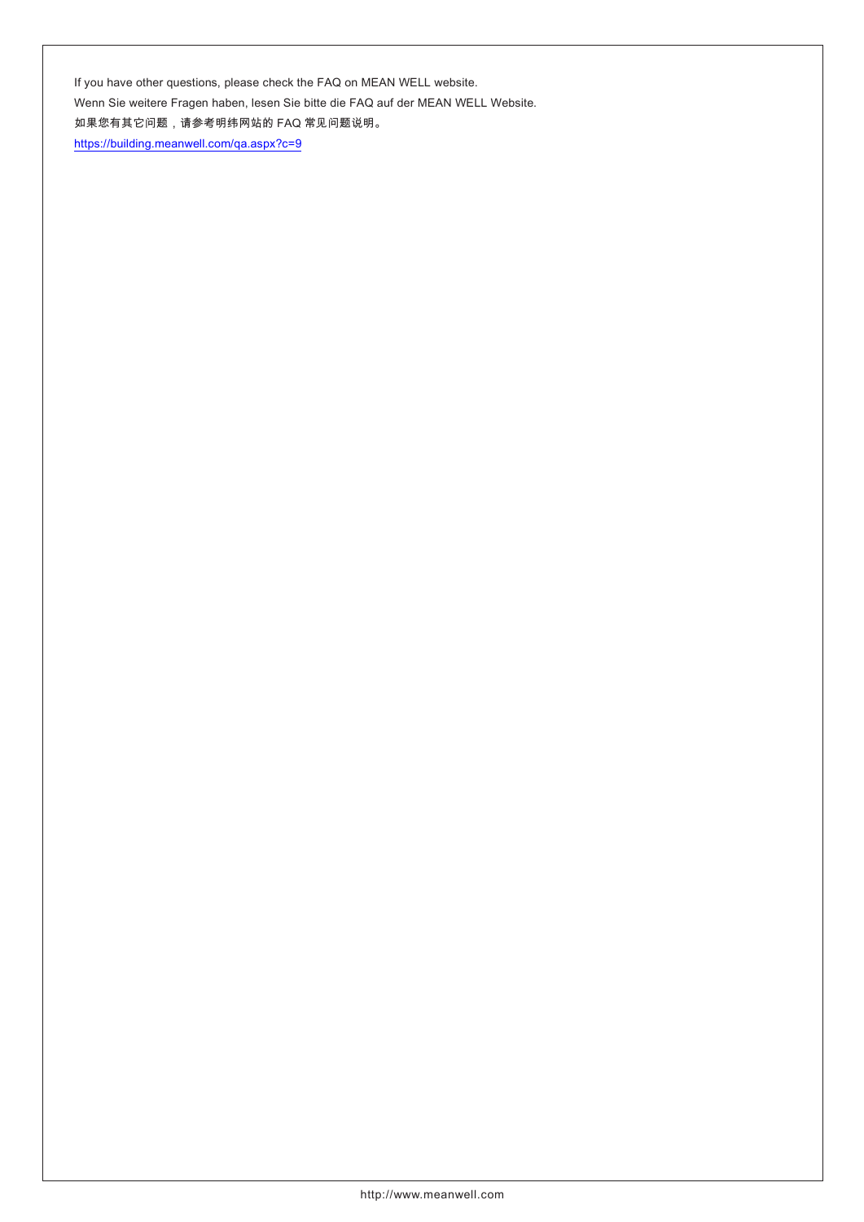If you have other questions, please check the FAQ on MEAN WELL website.

Wenn Sie weitere Fragen haben, lesen Sie bitte die FAQ auf der MEAN WELL Website.

如果您有其它问题，请参考明纬网站的 FAQ 常见问题说明。

https://building.meanwell.com/qa.aspx?c=9